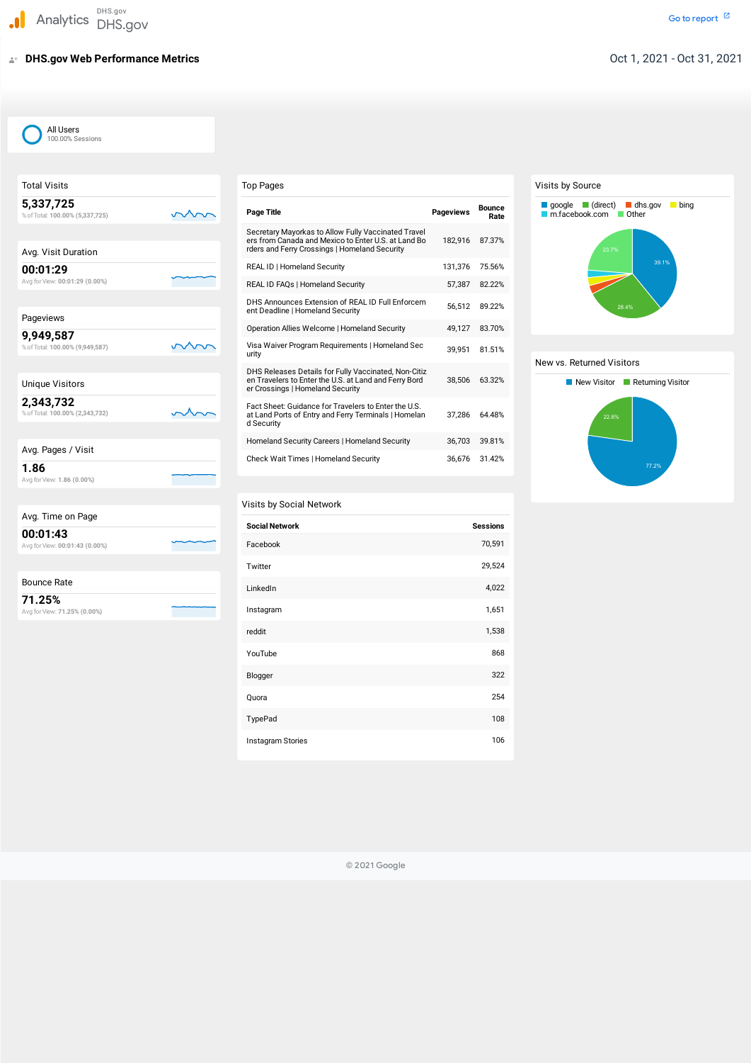Analytics DHS.gov DHS.gov

Go to report

# DHS.gov Web Performance Metrics

Oct 1, 2021 - Oct 31, 2021

All Users
100.00% Sessions

## Total Visits

**5,337,725**
% of Total: 100.00% (5,337,725)

## Avg. Visit Duration

**00:01:29**
Avg for View: 00:01:29 (0.00%)

## Pageviews

**9,949,587**
% of Total: 100.00% (9,949,587)

## Unique Visitors

**2,343,732**
% of Total: 100.00% (2,343,732)

## Avg. Pages / Visit

**1.86**
Avg for View: 1.86 (0.00%)

## Avg. Time on Page

**00:01:43**
Avg for View: 00:01:43 (0.00%)

## Bounce Rate

**71.25%**
Avg for View: 71.25% (0.00%)

## Top Pages

| Page Title | Pageviews | Bounce Rate |
|---|---|---|
| Secretary Mayorkas to Allow Fully Vaccinated Travelers from Canada and Mexico to Enter U.S. at Land Borders and Ferry Crossings \| Homeland Security | 182,916 | 87.37% |
| REAL ID \| Homeland Security | 131,376 | 75.56% |
| REAL ID FAQs \| Homeland Security | 57,387 | 82.22% |
| DHS Announces Extension of REAL ID Full Enforcement Deadline \| Homeland Security | 56,512 | 89.22% |
| Operation Allies Welcome \| Homeland Security | 49,127 | 83.70% |
| Visa Waiver Program Requirements \| Homeland Security | 39,951 | 81.51% |
| DHS Releases Details for Fully Vaccinated, Non-Citizen Travelers to Enter the U.S. at Land and Ferry Border Crossings \| Homeland Security | 38,506 | 63.32% |
| Fact Sheet: Guidance for Travelers to Enter the U.S. at Land Ports of Entry and Ferry Terminals \| Homeland Security | 37,286 | 64.48% |
| Homeland Security Careers \| Homeland Security | 36,703 | 39.81% |
| Check Wait Times \| Homeland Security | 36,676 | 31.42% |

## Visits by Social Network

| Social Network | Sessions |
|---|---|
| Facebook | 70,591 |
| Twitter | 29,524 |
| LinkedIn | 4,022 |
| Instagram | 1,651 |
| reddit | 1,538 |
| YouTube | 868 |
| Blogger | 322 |
| Quora | 254 |
| TypePad | 108 |
| Instagram Stories | 106 |

## Visits by Source

google, (direct), dhs.gov, bing, m.facebook.com, Other

39.1% | 28.4% | 23.7%

## New vs. Returned Visitors

New Visitor, Returning Visitor

77.2% | 22.8%

© 2021 Google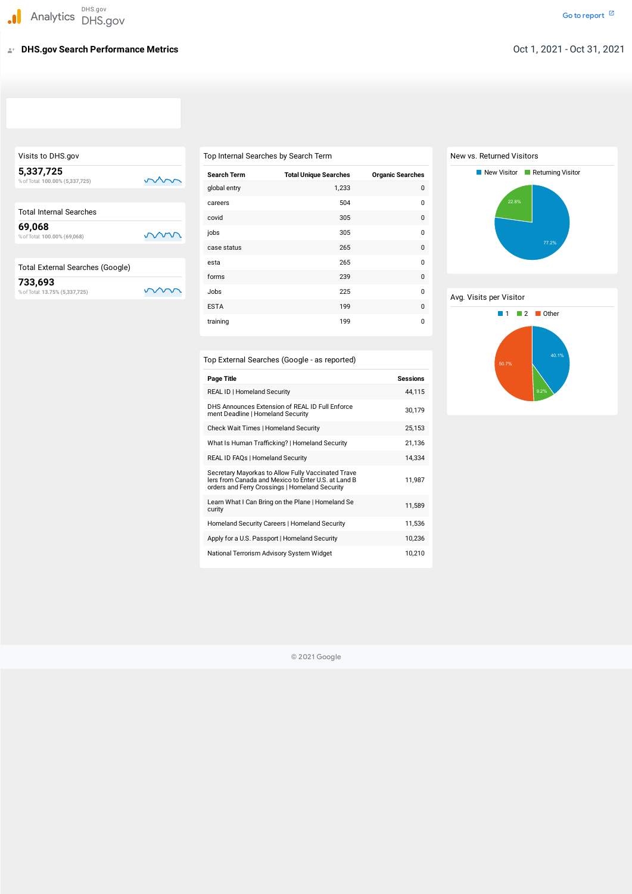Analytics DHS.gov DHS.gov

Go to report

## DHS.gov Search Performance Metrics

Oct 1, 2021 - Oct 31, 2021

### Visits to DHS.gov

**5,337,725**

% of Total: 100.00% (5,337,725)

### Total Internal Searches

**69,068**

% of Total: 100.00% (69,068)

### Total External Searches (Google)

**733,693**

% of Total: 13.75% (5,337,725)

### Top Internal Searches by Search Term

| Search Term | Total Unique Searches | Organic Searches |
|---|---|---|
| global entry | 1,233 | 0 |
| careers | 504 | 0 |
| covid | 305 | 0 |
| jobs | 305 | 0 |
| case status | 265 | 0 |
| esta | 265 | 0 |
| forms | 239 | 0 |
| Jobs | 225 | 0 |
| ESTA | 199 | 0 |
| training | 199 | 0 |

### Top External Searches (Google - as reported)

| Page Title | Sessions |
|---|---|
| REAL ID \| Homeland Security | 44,115 |
| DHS Announces Extension of REAL ID Full Enforcement Deadline \| Homeland Security | 30,179 |
| Check Wait Times \| Homeland Security | 25,153 |
| What Is Human Trafficking? \| Homeland Security | 21,136 |
| REAL ID FAQs \| Homeland Security | 14,334 |
| Secretary Mayorkas to Allow Fully Vaccinated Travelers from Canada and Mexico to Enter U.S. at Land Borders and Ferry Crossings \| Homeland Security | 11,987 |
| Learn What I Can Bring on the Plane \| Homeland Security | 11,589 |
| Homeland Security Careers \| Homeland Security | 11,536 |
| Apply for a U.S. Passport \| Homeland Security | 10,236 |
| National Terrorism Advisory System Widget | 10,210 |

### New vs. Returned Visitors

- New Visitor: 77.2%
- Returning Visitor: 22.8%

### Avg. Visits per Visitor

- 1: 40.1%
- 2: 9.2%
- Other: 50.7%

© 2021 Google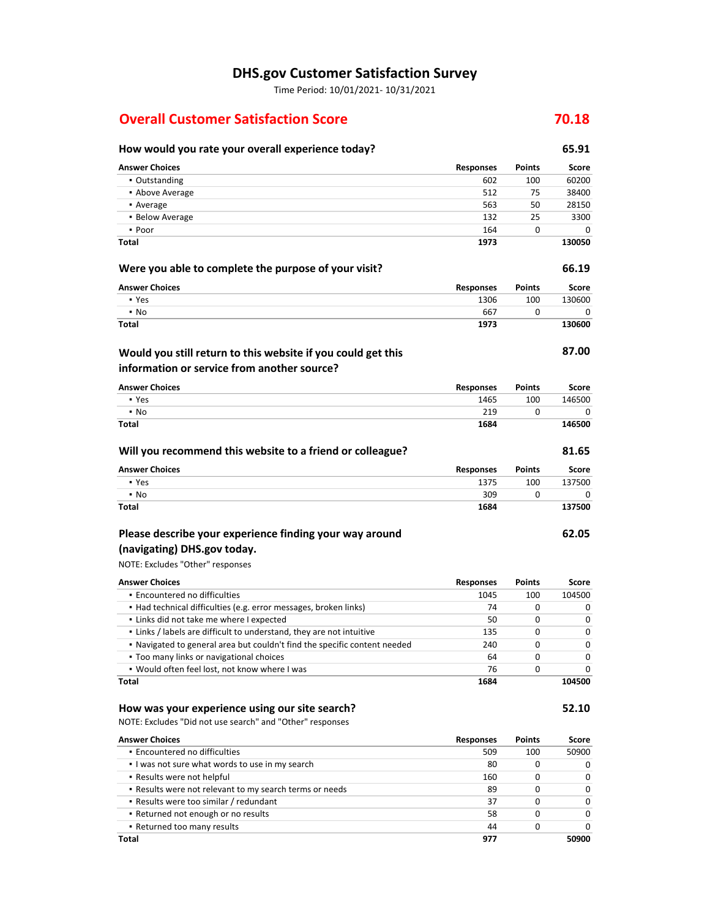# DHS.gov Customer Satisfaction Survey

Time Period: 10/01/2021- 10/31/2021

## Overall Customer Satisfaction Score 70.18

### How would you rate your overall experience today? 65.91

| Answer Choices | Responses | Points | Score |
|---|---|---|---|
| ▪ Outstanding | 602 | 100 | 60200 |
| ▪ Above Average | 512 | 75 | 38400 |
| ▪ Average | 563 | 50 | 28150 |
| ▪ Below Average | 132 | 25 | 3300 |
| ▪ Poor | 164 | 0 | 0 |
| **Total** | **1973** | | **130050** |

### Were you able to complete the purpose of your visit? 66.19

| Answer Choices | Responses | Points | Score |
|---|---|---|---|
| ▪ Yes | 1306 | 100 | 130600 |
| ▪ No | 667 | 0 | 0 |
| **Total** | **1973** | | **130600** |

### Would you still return to this website if you could get this information or service from another source? 87.00

| Answer Choices | Responses | Points | Score |
|---|---|---|---|
| ▪ Yes | 1465 | 100 | 146500 |
| ▪ No | 219 | 0 | 0 |
| **Total** | **1684** | | **146500** |

### Will you recommend this website to a friend or colleague? 81.65

| Answer Choices | Responses | Points | Score |
|---|---|---|---|
| ▪ Yes | 1375 | 100 | 137500 |
| ▪ No | 309 | 0 | 0 |
| **Total** | **1684** | | **137500** |

### Please describe your experience finding your way around (navigating) DHS.gov today. 62.05

NOTE: Excludes "Other" responses

| Answer Choices | Responses | Points | Score |
|---|---|---|---|
| ▪ Encountered no difficulties | 1045 | 100 | 104500 |
| ▪ Had technical difficulties (e.g. error messages, broken links) | 74 | 0 | 0 |
| ▪ Links did not take me where I expected | 50 | 0 | 0 |
| ▪ Links / labels are difficult to understand, they are not intuitive | 135 | 0 | 0 |
| ▪ Navigated to general area but couldn't find the specific content needed | 240 | 0 | 0 |
| ▪ Too many links or navigational choices | 64 | 0 | 0 |
| ▪ Would often feel lost, not know where I was | 76 | 0 | 0 |
| **Total** | **1684** | | **104500** |

### How was your experience using our site search? 52.10

NOTE: Excludes "Did not use search" and "Other" responses

| Answer Choices | Responses | Points | Score |
|---|---|---|---|
| ▪ Encountered no difficulties | 509 | 100 | 50900 |
| ▪ I was not sure what words to use in my search | 80 | 0 | 0 |
| ▪ Results were not helpful | 160 | 0 | 0 |
| ▪ Results were not relevant to my search terms or needs | 89 | 0 | 0 |
| ▪ Results were too similar / redundant | 37 | 0 | 0 |
| ▪ Returned not enough or no results | 58 | 0 | 0 |
| ▪ Returned too many results | 44 | 0 | 0 |
| **Total** | **977** | | **50900** |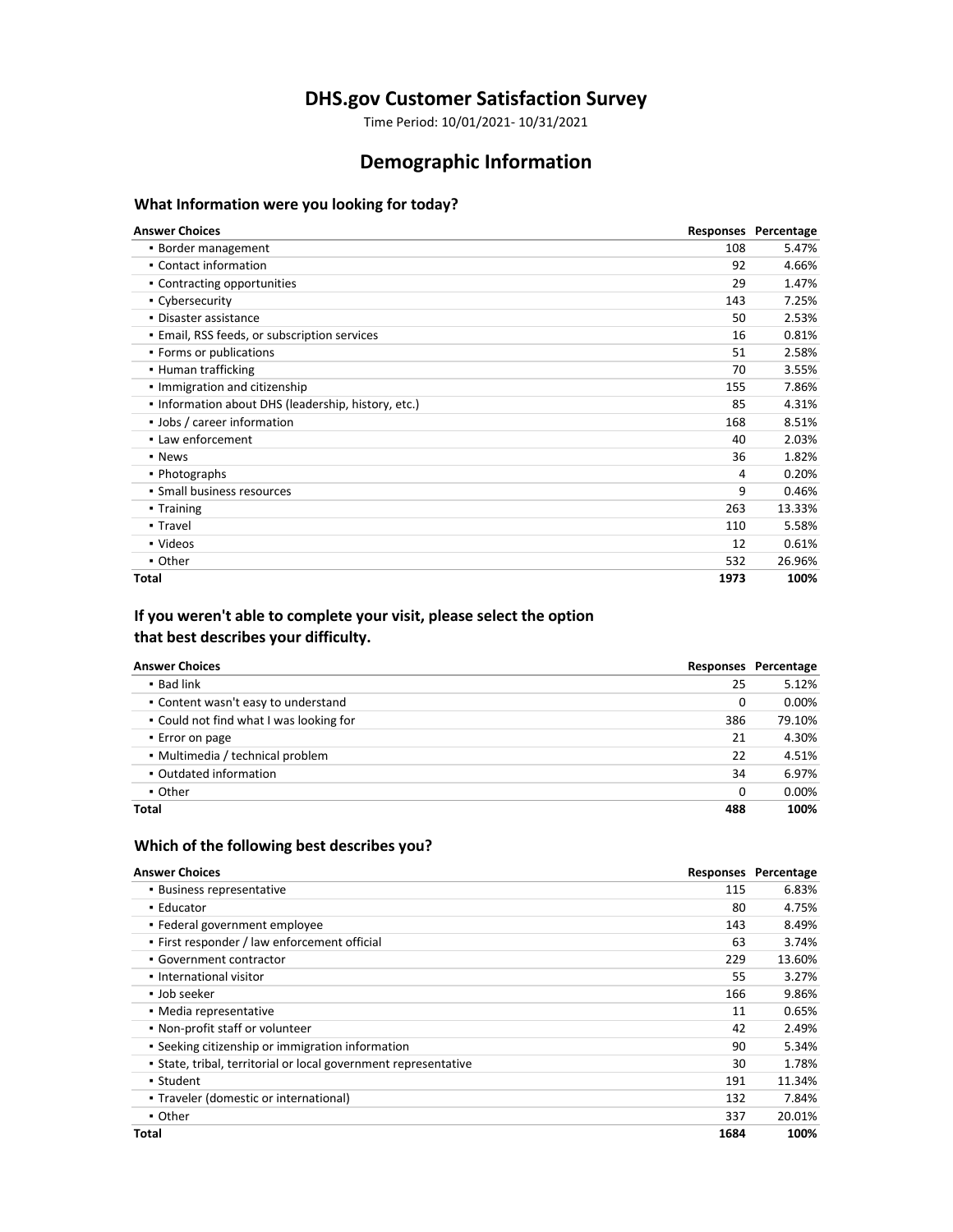# DHS.gov Customer Satisfaction Survey

Time Period: 10/01/2021- 10/31/2021

## Demographic Information

### What Information were you looking for today?

| Answer Choices | Responses | Percentage |
|---|---|---|
| ▪ Border management | 108 | 5.47% |
| ▪ Contact information | 92 | 4.66% |
| ▪ Contracting opportunities | 29 | 1.47% |
| ▪ Cybersecurity | 143 | 7.25% |
| ▪ Disaster assistance | 50 | 2.53% |
| ▪ Email, RSS feeds, or subscription services | 16 | 0.81% |
| ▪ Forms or publications | 51 | 2.58% |
| ▪ Human trafficking | 70 | 3.55% |
| ▪ Immigration and citizenship | 155 | 7.86% |
| ▪ Information about DHS (leadership, history, etc.) | 85 | 4.31% |
| ▪ Jobs / career information | 168 | 8.51% |
| ▪ Law enforcement | 40 | 2.03% |
| ▪ News | 36 | 1.82% |
| ▪ Photographs | 4 | 0.20% |
| ▪ Small business resources | 9 | 0.46% |
| ▪ Training | 263 | 13.33% |
| ▪ Travel | 110 | 5.58% |
| ▪ Videos | 12 | 0.61% |
| ▪ Other | 532 | 26.96% |
| **Total** | **1973** | **100%** |

### If you weren't able to complete your visit, please select the option that best describes your difficulty.

| Answer Choices | Responses | Percentage |
|---|---|---|
| ▪ Bad link | 25 | 5.12% |
| ▪ Content wasn't easy to understand | 0 | 0.00% |
| ▪ Could not find what I was looking for | 386 | 79.10% |
| ▪ Error on page | 21 | 4.30% |
| ▪ Multimedia / technical problem | 22 | 4.51% |
| ▪ Outdated information | 34 | 6.97% |
| ▪ Other | 0 | 0.00% |
| **Total** | **488** | **100%** |

### Which of the following best describes you?

| Answer Choices | Responses | Percentage |
|---|---|---|
| ▪ Business representative | 115 | 6.83% |
| ▪ Educator | 80 | 4.75% |
| ▪ Federal government employee | 143 | 8.49% |
| ▪ First responder / law enforcement official | 63 | 3.74% |
| ▪ Government contractor | 229 | 13.60% |
| ▪ International visitor | 55 | 3.27% |
| ▪ Job seeker | 166 | 9.86% |
| ▪ Media representative | 11 | 0.65% |
| ▪ Non-profit staff or volunteer | 42 | 2.49% |
| ▪ Seeking citizenship or immigration information | 90 | 5.34% |
| ▪ State, tribal, territorial or local government representative | 30 | 1.78% |
| ▪ Student | 191 | 11.34% |
| ▪ Traveler (domestic or international) | 132 | 7.84% |
| ▪ Other | 337 | 20.01% |
| **Total** | **1684** | **100%** |